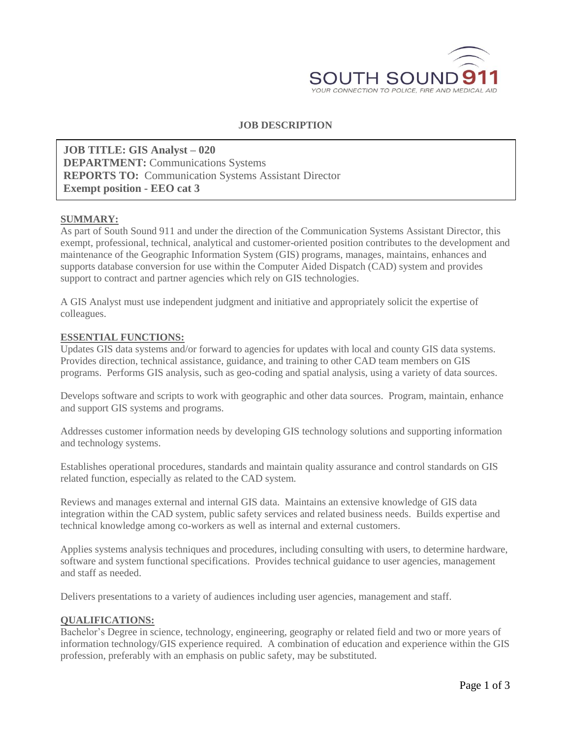SOUTH SOUND 911
YOUR CONNECTION TO POLICE, FIRE AND MEDICAL AID

# JOB DESCRIPTION

**JOB TITLE: GIS Analyst – 020**
**DEPARTMENT:** Communications Systems
**REPORTS TO:** Communication Systems Assistant Director
**Exempt position - EEO cat 3**

## SUMMARY:

As part of South Sound 911 and under the direction of the Communication Systems Assistant Director, this exempt, professional, technical, analytical and customer-oriented position contributes to the development and maintenance of the Geographic Information System (GIS) programs, manages, maintains, enhances and supports database conversion for use within the Computer Aided Dispatch (CAD) system and provides support to contract and partner agencies which rely on GIS technologies.

A GIS Analyst must use independent judgment and initiative and appropriately solicit the expertise of colleagues.

## ESSENTIAL FUNCTIONS:

Updates GIS data systems and/or forward to agencies for updates with local and county GIS data systems. Provides direction, technical assistance, guidance, and training to other CAD team members on GIS programs. Performs GIS analysis, such as geo-coding and spatial analysis, using a variety of data sources.

Develops software and scripts to work with geographic and other data sources. Program, maintain, enhance and support GIS systems and programs.

Addresses customer information needs by developing GIS technology solutions and supporting information and technology systems.

Establishes operational procedures, standards and maintain quality assurance and control standards on GIS related function, especially as related to the CAD system.

Reviews and manages external and internal GIS data. Maintains an extensive knowledge of GIS data integration within the CAD system, public safety services and related business needs. Builds expertise and technical knowledge among co-workers as well as internal and external customers.

Applies systems analysis techniques and procedures, including consulting with users, to determine hardware, software and system functional specifications. Provides technical guidance to user agencies, management and staff as needed.

Delivers presentations to a variety of audiences including user agencies, management and staff.

## QUALIFICATIONS:

Bachelor's Degree in science, technology, engineering, geography or related field and two or more years of information technology/GIS experience required. A combination of education and experience within the GIS profession, preferably with an emphasis on public safety, may be substituted.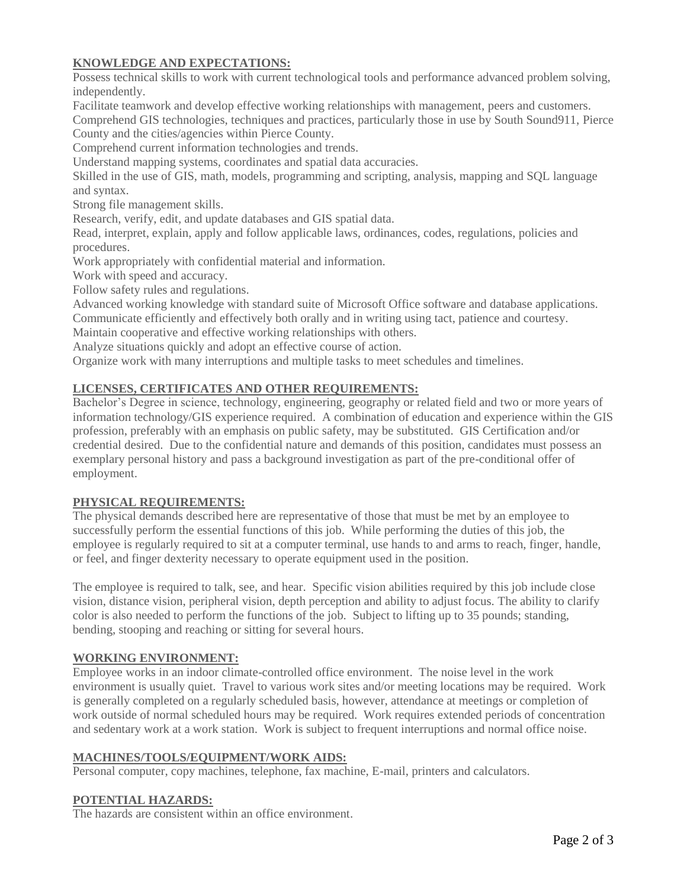## KNOWLEDGE AND EXPECTATIONS:

Possess technical skills to work with current technological tools and performance advanced problem solving, independently.

Facilitate teamwork and develop effective working relationships with management, peers and customers.

Comprehend GIS technologies, techniques and practices, particularly those in use by South Sound911, Pierce County and the cities/agencies within Pierce County.

Comprehend current information technologies and trends.

Understand mapping systems, coordinates and spatial data accuracies.

Skilled in the use of GIS, math, models, programming and scripting, analysis, mapping and SQL language and syntax.

Strong file management skills.

Research, verify, edit, and update databases and GIS spatial data.

Read, interpret, explain, apply and follow applicable laws, ordinances, codes, regulations, policies and procedures.

Work appropriately with confidential material and information.

Work with speed and accuracy.

Follow safety rules and regulations.

Advanced working knowledge with standard suite of Microsoft Office software and database applications.

Communicate efficiently and effectively both orally and in writing using tact, patience and courtesy.

Maintain cooperative and effective working relationships with others.

Analyze situations quickly and adopt an effective course of action.

Organize work with many interruptions and multiple tasks to meet schedules and timelines.

## LICENSES, CERTIFICATES AND OTHER REQUIREMENTS:

Bachelor's Degree in science, technology, engineering, geography or related field and two or more years of information technology/GIS experience required. A combination of education and experience within the GIS profession, preferably with an emphasis on public safety, may be substituted. GIS Certification and/or credential desired. Due to the confidential nature and demands of this position, candidates must possess an exemplary personal history and pass a background investigation as part of the pre-conditional offer of employment.

## PHYSICAL REQUIREMENTS:

The physical demands described here are representative of those that must be met by an employee to successfully perform the essential functions of this job. While performing the duties of this job, the employee is regularly required to sit at a computer terminal, use hands to and arms to reach, finger, handle, or feel, and finger dexterity necessary to operate equipment used in the position.

The employee is required to talk, see, and hear. Specific vision abilities required by this job include close vision, distance vision, peripheral vision, depth perception and ability to adjust focus. The ability to clarify color is also needed to perform the functions of the job. Subject to lifting up to 35 pounds; standing, bending, stooping and reaching or sitting for several hours.

## WORKING ENVIRONMENT:

Employee works in an indoor climate-controlled office environment. The noise level in the work environment is usually quiet. Travel to various work sites and/or meeting locations may be required. Work is generally completed on a regularly scheduled basis, however, attendance at meetings or completion of work outside of normal scheduled hours may be required. Work requires extended periods of concentration and sedentary work at a work station. Work is subject to frequent interruptions and normal office noise.

## MACHINES/TOOLS/EQUIPMENT/WORK AIDS:

Personal computer, copy machines, telephone, fax machine, E-mail, printers and calculators.

## POTENTIAL HAZARDS:

The hazards are consistent within an office environment.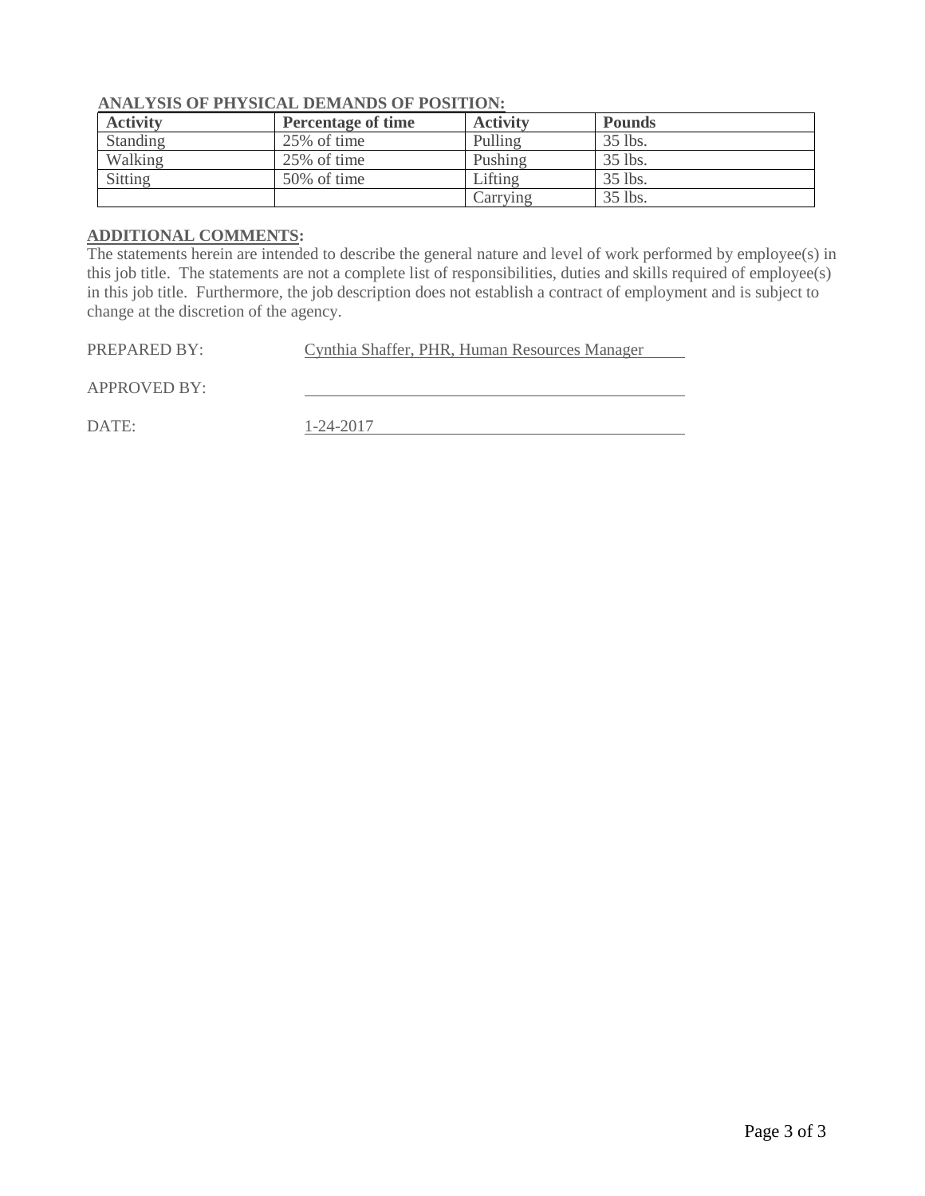**ANALYSIS OF PHYSICAL DEMANDS OF POSITION:**

| Activity | Percentage of time | Activity | Pounds |
|---|---|---|---|
| Standing | 25% of time | Pulling | 35 lbs. |
| Walking | 25% of time | Pushing | 35 lbs. |
| Sitting | 50% of time | Lifting | 35 lbs. |
| | | Carrying | 35 lbs. |

**ADDITIONAL COMMENTS:**

The statements herein are intended to describe the general nature and level of work performed by employee(s) in this job title. The statements are not a complete list of responsibilities, duties and skills required of employee(s) in this job title. Furthermore, the job description does not establish a contract of employment and is subject to change at the discretion of the agency.

PREPARED BY: Cynthia Shaffer, PHR, Human Resources Manager

APPROVED BY: ______________________

DATE: 1-24-2017